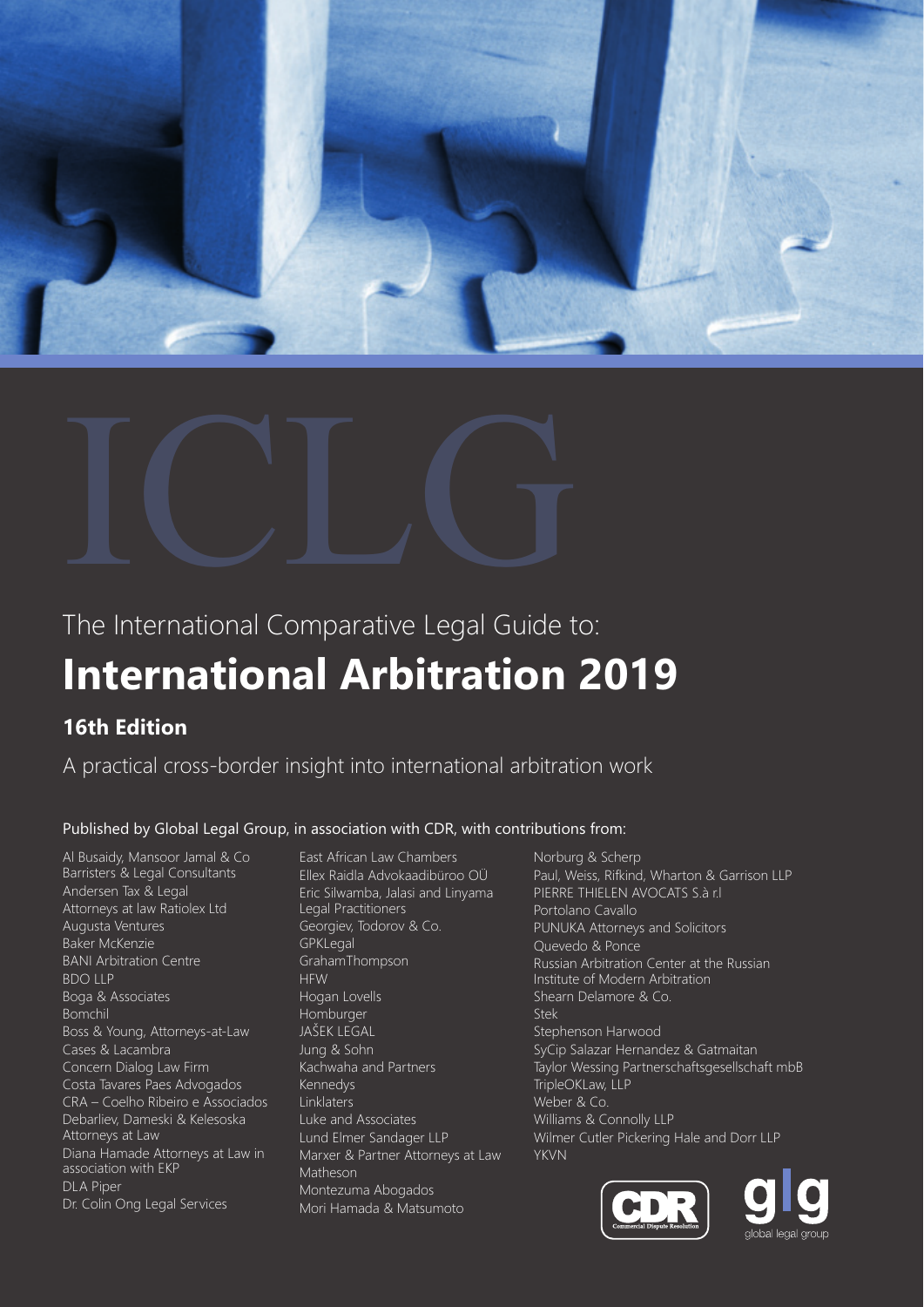ICLG

The International Comparative Legal Guide to:

# International Arbitration 2019

## 16th Edition

A practical cross-border insight into international arbitration work

Published by Global Legal Group, in association with CDR, with contributions from:

Al Busaidy, Mansoor Jamal & Co Barristers & Legal Consultants
Andersen Tax & Legal
Attorneys at law Ratiolex Ltd
Augusta Ventures
Baker McKenzie
BANI Arbitration Centre
BDO LLP
Boga & Associates
Bomchil
Boss & Young, Attorneys-at-Law
Cases & Lacambra
Concern Dialog Law Firm
Costa Tavares Paes Advogados
CRA – Coelho Ribeiro e Associados
Debarliev, Dameski & Kelesoska Attorneys at Law
Diana Hamade Attorneys at Law in association with EKP
DLA Piper
Dr. Colin Ong Legal Services
East African Law Chambers
Ellex Raidla Advokaadibüroo OÜ
Eric Silwamba, Jalasi and Linyama Legal Practitioners
Georgiev, Todorov & Co.
GPKLegal
GrahamThompson
HFW
Hogan Lovells
Homburger
JAŠEK LEGAL
Jung & Sohn
Kachwaha and Partners
Kennedys
Linklaters
Luke and Associates
Lund Elmer Sandager LLP
Marxer & Partner Attorneys at Law
Matheson
Montezuma Abogados
Mori Hamada & Matsumoto
Norburg & Scherp
Paul, Weiss, Rifkind, Wharton & Garrison LLP
PIERRE THIELEN AVOCATS S.à r.l
Portolano Cavallo
PUNUKA Attorneys and Solicitors
Quevedo & Ponce
Russian Arbitration Center at the Russian Institute of Modern Arbitration
Shearn Delamore & Co.
Stek
Stephenson Harwood
SyCip Salazar Hernandez & Gatmaitan
Taylor Wessing Partnerschaftsgesellschaft mbB
TripleOKLaw, LLP
Weber & Co.
Williams & Connolly LLP
Wilmer Cutler Pickering Hale and Dorr LLP
YKVN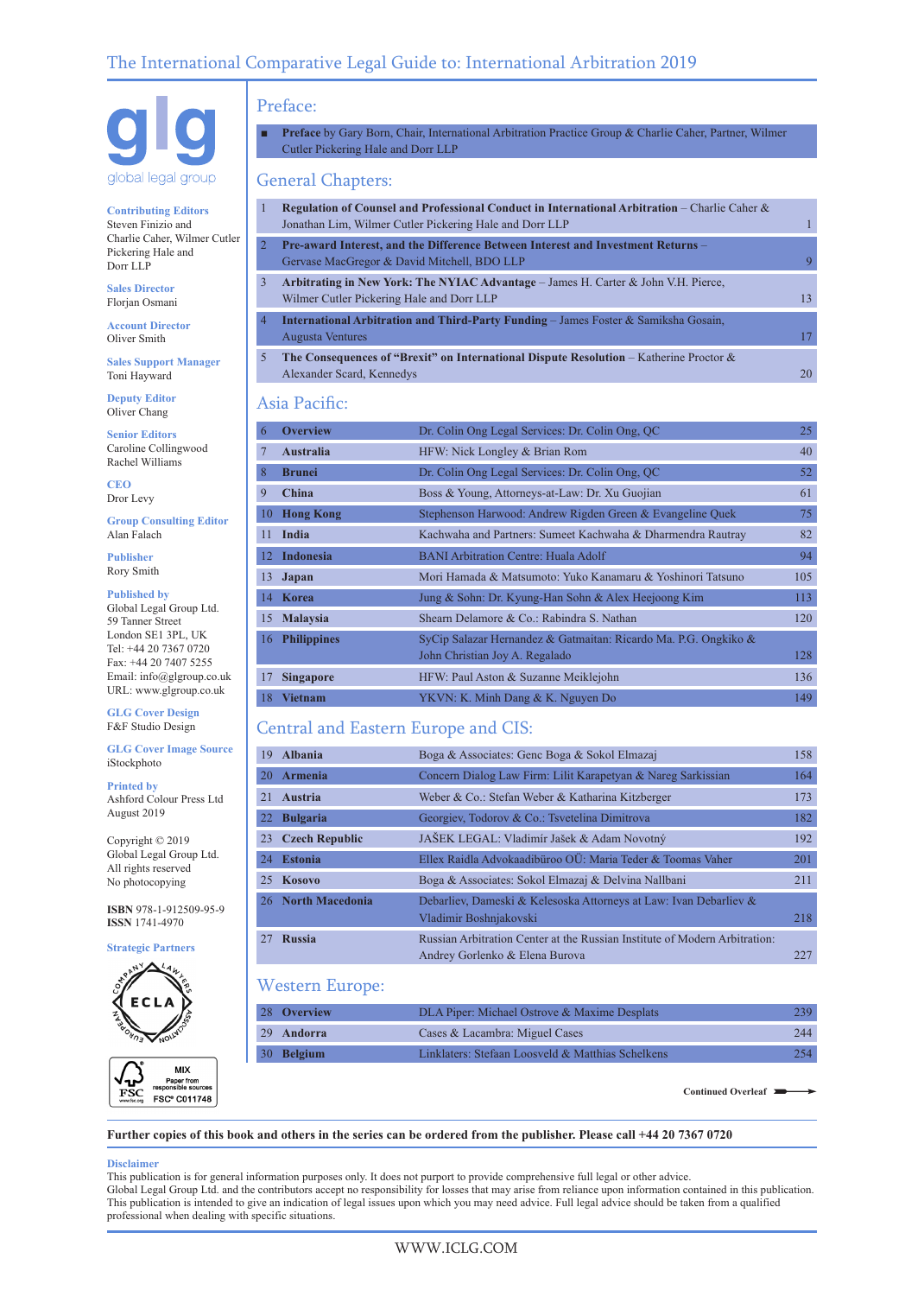# The International Comparative Legal Guide to: International Arbitration 2019

glg
global legal group

**Contributing Editors**
Steven Finizio and Charlie Caher, Wilmer Cutler Pickering Hale and Dorr LLP

**Sales Director**
Florjan Osmani

**Account Director**
Oliver Smith

**Sales Support Manager**
Toni Hayward

**Deputy Editor**
Oliver Chang

**Senior Editors**
Caroline Collingwood
Rachel Williams

**CEO**
Dror Levy

**Group Consulting Editor**
Alan Falach

**Publisher**
Rory Smith

**Published by**
Global Legal Group Ltd.
59 Tanner Street
London SE1 3PL, UK
Tel: +44 20 7367 0720
Fax: +44 20 7407 5255
Email: info@glgroup.co.uk
URL: www.glgroup.co.uk

**GLG Cover Design**
F&F Studio Design

**GLG Cover Image Source**
iStockphoto

**Printed by**
Ashford Colour Press Ltd
August 2019

Copyright © 2019
Global Legal Group Ltd.
All rights reserved
No photocopying

**ISBN** 978-1-912509-95-9
**ISSN** 1741-4970

**Strategic Partners**

ECLA – European Company Lawyers Association

FSC MIX Paper from responsible sources FSC® C011748

## Preface:

- **Preface** by Gary Born, Chair, International Arbitration Practice Group & Charlie Caher, Partner, Wilmer Cutler Pickering Hale and Dorr LLP

## General Chapters:

| | | |
|---|---|---|
| 1 | **Regulation of Counsel and Professional Conduct in International Arbitration** – Charlie Caher & Jonathan Lim, Wilmer Cutler Pickering Hale and Dorr LLP | 1 |
| 2 | **Pre-award Interest, and the Difference Between Interest and Investment Returns** – Gervase MacGregor & David Mitchell, BDO LLP | 9 |
| 3 | **Arbitrating in New York: The NYIAC Advantage** – James H. Carter & John V.H. Pierce, Wilmer Cutler Pickering Hale and Dorr LLP | 13 |
| 4 | **International Arbitration and Third-Party Funding** – James Foster & Samiksha Gosain, Augusta Ventures | 17 |
| 5 | **The Consequences of "Brexit" on International Dispute Resolution** – Katherine Proctor & Alexander Scard, Kennedys | 20 |

## Asia Pacific:

| | | | |
|---|---|---|---|
| 6 | **Overview** | Dr. Colin Ong Legal Services: Dr. Colin Ong, QC | 25 |
| 7 | **Australia** | HFW: Nick Longley & Brian Rom | 40 |
| 8 | **Brunei** | Dr. Colin Ong Legal Services: Dr. Colin Ong, QC | 52 |
| 9 | **China** | Boss & Young, Attorneys-at-Law: Dr. Xu Guojian | 61 |
| 10 | **Hong Kong** | Stephenson Harwood: Andrew Rigden Green & Evangeline Quek | 75 |
| 11 | **India** | Kachwaha and Partners: Sumeet Kachwaha & Dharmendra Rautray | 82 |
| 12 | **Indonesia** | BANI Arbitration Centre: Huala Adolf | 94 |
| 13 | **Japan** | Mori Hamada & Matsumoto: Yuko Kanamaru & Yoshinori Tatsuno | 105 |
| 14 | **Korea** | Jung & Sohn: Dr. Kyung-Han Sohn & Alex Heejoong Kim | 113 |
| 15 | **Malaysia** | Shearn Delamore & Co.: Rabindra S. Nathan | 120 |
| 16 | **Philippines** | SyCip Salazar Hernandez & Gatmaitan: Ricardo Ma. P.G. Ongkiko & John Christian Joy A. Regalado | 128 |
| 17 | **Singapore** | HFW: Paul Aston & Suzanne Meiklejohn | 136 |
| 18 | **Vietnam** | YKVN: K. Minh Dang & K. Nguyen Do | 149 |

## Central and Eastern Europe and CIS:

| | | | |
|---|---|---|---|
| 19 | **Albania** | Boga & Associates: Genc Boga & Sokol Elmazaj | 158 |
| 20 | **Armenia** | Concern Dialog Law Firm: Lilit Karapetyan & Nareg Sarkissian | 164 |
| 21 | **Austria** | Weber & Co.: Stefan Weber & Katharina Kitzberger | 173 |
| 22 | **Bulgaria** | Georgiev, Todorov & Co.: Tsvetelina Dimitrova | 182 |
| 23 | **Czech Republic** | JAŠEK LEGAL: Vladimír Jašek & Adam Novotný | 192 |
| 24 | **Estonia** | Ellex Raidla Advokaadibüroo OÜ: Maria Teder & Toomas Vaher | 201 |
| 25 | **Kosovo** | Boga & Associates: Sokol Elmazaj & Delvina Nallbani | 211 |
| 26 | **North Macedonia** | Debarliev, Dameski & Kelesoska Attorneys at Law: Ivan Debarliev & Vladimir Boshnjakovski | 218 |
| 27 | **Russia** | Russian Arbitration Center at the Russian Institute of Modern Arbitration: Andrey Gorlenko & Elena Burova | 227 |

## Western Europe:

| | | | |
|---|---|---|---|
| 28 | **Overview** | DLA Piper: Michael Ostrove & Maxime Desplats | 239 |
| 29 | **Andorra** | Cases & Lacambra: Miguel Cases | 244 |
| 30 | **Belgium** | Linklaters: Stefaan Loosveld & Matthias Schelkens | 254 |

Continued Overleaf

**Further copies of this book and others in the series can be ordered from the publisher. Please call +44 20 7367 0720**

**Disclaimer**
This publication is for general information purposes only. It does not purport to provide comprehensive full legal or other advice.
Global Legal Group Ltd. and the contributors accept no responsibility for losses that may arise from reliance upon information contained in this publication.
This publication is intended to give an indication of legal issues upon which you may need advice. Full legal advice should be taken from a qualified professional when dealing with specific situations.

WWW.ICLG.COM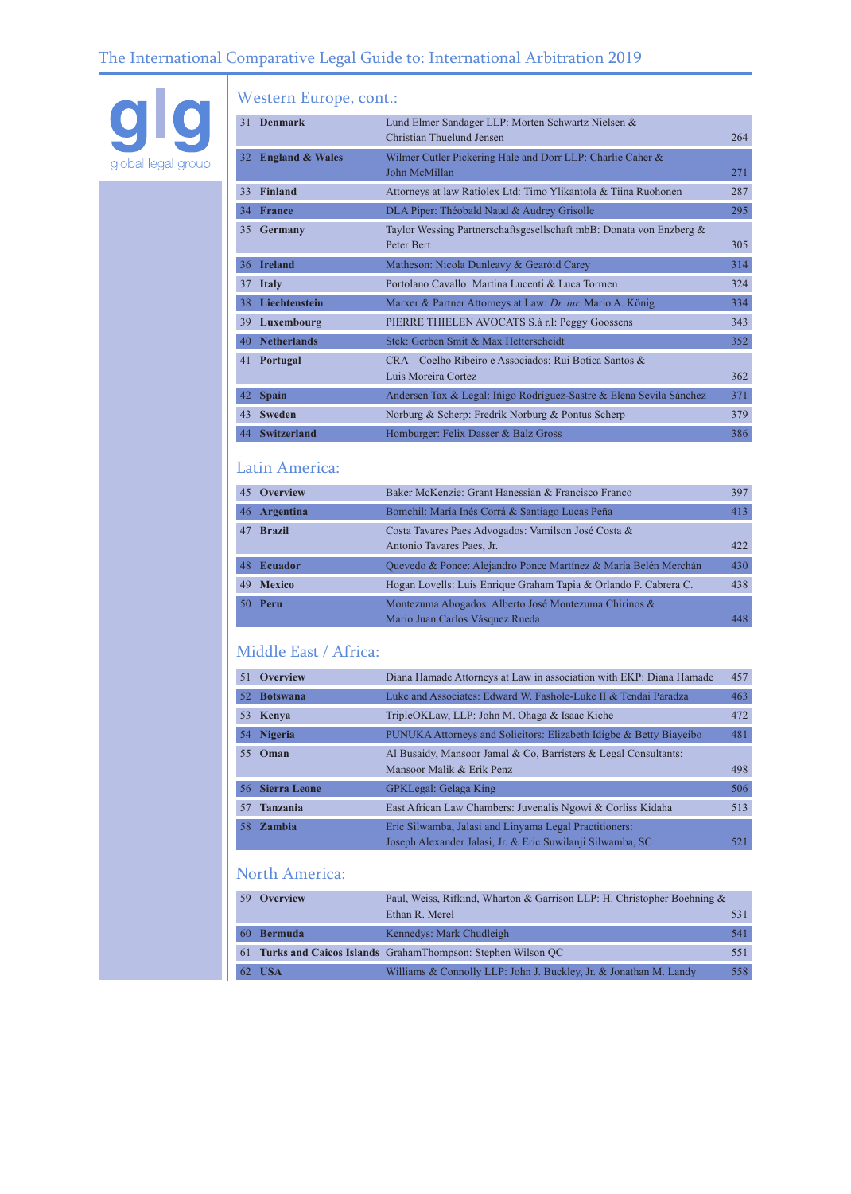glg
global legal group

## Western Europe, cont.:

| | | | |
|---|---|---|---|
| 31 | **Denmark** | Lund Elmer Sandager LLP: Morten Schwartz Nielsen & Christian Thuelund Jensen | 264 |
| 32 | **England & Wales** | Wilmer Cutler Pickering Hale and Dorr LLP: Charlie Caher & John McMillan | 271 |
| 33 | **Finland** | Attorneys at law Ratiolex Ltd: Timo Ylikantola & Tiina Ruohonen | 287 |
| 34 | **France** | DLA Piper: Théobald Naud & Audrey Grisolle | 295 |
| 35 | **Germany** | Taylor Wessing Partnerschaftsgesellschaft mbB: Donata von Enzberg & Peter Bert | 305 |
| 36 | **Ireland** | Matheson: Nicola Dunleavy & Gearóid Carey | 314 |
| 37 | **Italy** | Portolano Cavallo: Martina Lucenti & Luca Tormen | 324 |
| 38 | **Liechtenstein** | Marxer & Partner Attorneys at Law: *Dr. iur.* Mario A. König | 334 |
| 39 | **Luxembourg** | PIERRE THIELEN AVOCATS S.à r.l: Peggy Goossens | 343 |
| 40 | **Netherlands** | Stek: Gerben Smit & Max Hetterscheidt | 352 |
| 41 | **Portugal** | CRA – Coelho Ribeiro e Associados: Rui Botica Santos & Luis Moreira Cortez | 362 |
| 42 | **Spain** | Andersen Tax & Legal: Iñigo Rodríguez-Sastre & Elena Sevila Sánchez | 371 |
| 43 | **Sweden** | Norburg & Scherp: Fredrik Norburg & Pontus Scherp | 379 |
| 44 | **Switzerland** | Homburger: Felix Dasser & Balz Gross | 386 |

## Latin America:

| | | | |
|---|---|---|---|
| 45 | **Overview** | Baker McKenzie: Grant Hanessian & Francisco Franco | 397 |
| 46 | **Argentina** | Bomchil: María Inés Corrá & Santiago Lucas Peña | 413 |
| 47 | **Brazil** | Costa Tavares Paes Advogados: Vamilson José Costa & Antonio Tavares Paes, Jr. | 422 |
| 48 | **Ecuador** | Quevedo & Ponce: Alejandro Ponce Martínez & María Belén Merchán | 430 |
| 49 | **Mexico** | Hogan Lovells: Luis Enrique Graham Tapia & Orlando F. Cabrera C. | 438 |
| 50 | **Peru** | Montezuma Abogados: Alberto José Montezuma Chirinos & Mario Juan Carlos Vásquez Rueda | 448 |

## Middle East / Africa:

| | | | |
|---|---|---|---|
| 51 | **Overview** | Diana Hamade Attorneys at Law in association with EKP: Diana Hamade | 457 |
| 52 | **Botswana** | Luke and Associates: Edward W. Fashole-Luke II & Tendai Paradza | 463 |
| 53 | **Kenya** | TripleOKLaw, LLP: John M. Ohaga & Isaac Kiche | 472 |
| 54 | **Nigeria** | PUNUKA Attorneys and Solicitors: Elizabeth Idigbe & Betty Biayeibo | 481 |
| 55 | **Oman** | Al Busaidy, Mansoor Jamal & Co, Barristers & Legal Consultants: Mansoor Malik & Erik Penz | 498 |
| 56 | **Sierra Leone** | GPKLegal: Gelaga King | 506 |
| 57 | **Tanzania** | East African Law Chambers: Juvenalis Ngowi & Corliss Kidaha | 513 |
| 58 | **Zambia** | Eric Silwamba, Jalasi and Linyama Legal Practitioners: Joseph Alexander Jalasi, Jr. & Eric Suwilanji Silwamba, SC | 521 |

## North America:

| | | | |
|---|---|---|---|
| 59 | **Overview** | Paul, Weiss, Rifkind, Wharton & Garrison LLP: H. Christopher Boehning & Ethan R. Merel | 531 |
| 60 | **Bermuda** | Kennedys: Mark Chudleigh | 541 |
| 61 | **Turks and Caicos Islands** | GrahamThompson: Stephen Wilson QC | 551 |
| 62 | **USA** | Williams & Connolly LLP: John J. Buckley, Jr. & Jonathan M. Landy | 558 |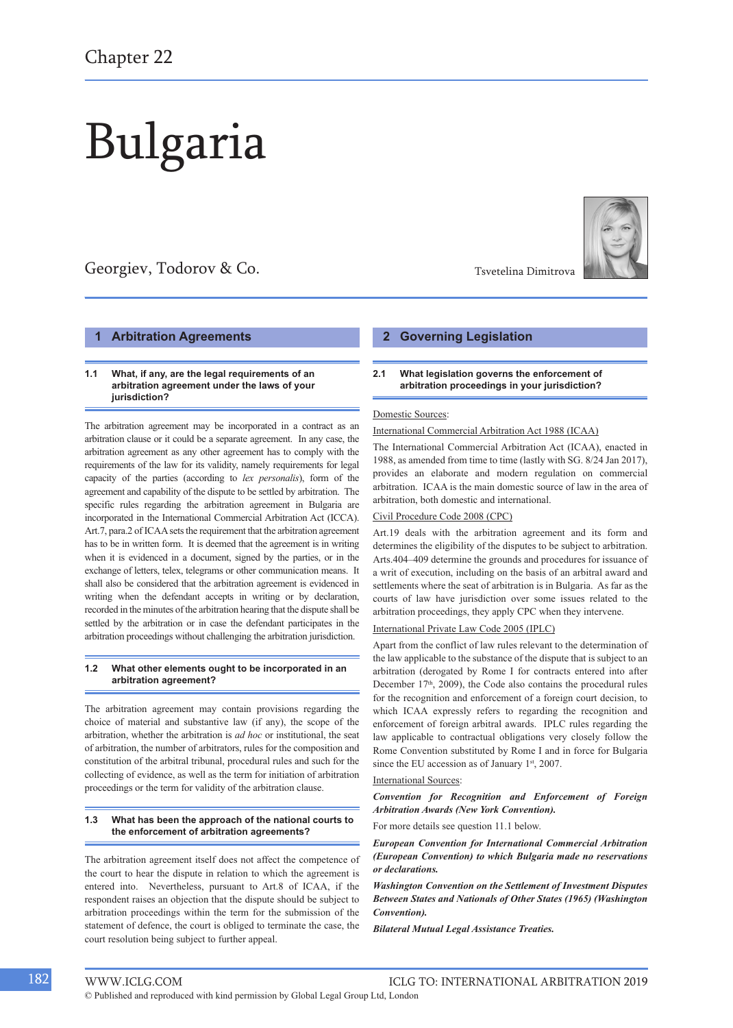# Chapter 22

# Bulgaria

Georgiev, Todorov & Co.

Tsvetelina Dimitrova

## 1 Arbitration Agreements

### 1.1 What, if any, are the legal requirements of an arbitration agreement under the laws of your jurisdiction?

The arbitration agreement may be incorporated in a contract as an arbitration clause or it could be a separate agreement. In any case, the arbitration agreement as any other agreement has to comply with the requirements of the law for its validity, namely requirements for legal capacity of the parties (according to *lex personalis*), form of the agreement and capability of the dispute to be settled by arbitration. The specific rules regarding the arbitration agreement in Bulgaria are incorporated in the International Commercial Arbitration Act (ICCA). Art.7, para.2 of ICAA sets the requirement that the arbitration agreement has to be in written form. It is deemed that the agreement is in writing when it is evidenced in a document, signed by the parties, or in the exchange of letters, telex, telegrams or other communication means. It shall also be considered that the arbitration agreement is evidenced in writing when the defendant accepts in writing or by declaration, recorded in the minutes of the arbitration hearing that the dispute shall be settled by the arbitration or in case the defendant participates in the arbitration proceedings without challenging the arbitration jurisdiction.

### 1.2 What other elements ought to be incorporated in an arbitration agreement?

The arbitration agreement may contain provisions regarding the choice of material and substantive law (if any), the scope of the arbitration, whether the arbitration is *ad hoc* or institutional, the seat of arbitration, the number of arbitrators, rules for the composition and constitution of the arbitral tribunal, procedural rules and such for the collecting of evidence, as well as the term for initiation of arbitration proceedings or the term for validity of the arbitration clause.

### 1.3 What has been the approach of the national courts to the enforcement of arbitration agreements?

The arbitration agreement itself does not affect the competence of the court to hear the dispute in relation to which the agreement is entered into. Nevertheless, pursuant to Art.8 of ICAA, if the respondent raises an objection that the dispute should be subject to arbitration proceedings within the term for the submission of the statement of defence, the court is obliged to terminate the case, the court resolution being subject to further appeal.

## 2 Governing Legislation

### 2.1 What legislation governs the enforcement of arbitration proceedings in your jurisdiction?

Domestic Sources:

International Commercial Arbitration Act 1988 (ICAA)

The International Commercial Arbitration Act (ICAA), enacted in 1988, as amended from time to time (lastly with SG. 8/24 Jan 2017), provides an elaborate and modern regulation on commercial arbitration. ICAA is the main domestic source of law in the area of arbitration, both domestic and international.

Civil Procedure Code 2008 (CPC)

Art.19 deals with the arbitration agreement and its form and determines the eligibility of the disputes to be subject to arbitration. Arts.404–409 determine the grounds and procedures for issuance of a writ of execution, including on the basis of an arbitral award and settlements where the seat of arbitration is in Bulgaria. As far as the courts of law have jurisdiction over some issues related to the arbitration proceedings, they apply CPC when they intervene.

International Private Law Code 2005 (IPLC)

Apart from the conflict of law rules relevant to the determination of the law applicable to the substance of the dispute that is subject to an arbitration (derogated by Rome I for contracts entered into after December 17th, 2009), the Code also contains the procedural rules for the recognition and enforcement of a foreign court decision, to which ICAA expressly refers to regarding the recognition and enforcement of foreign arbitral awards. IPLC rules regarding the law applicable to contractual obligations very closely follow the Rome Convention substituted by Rome I and in force for Bulgaria since the EU accession as of January 1st, 2007.

International Sources:

***Convention for Recognition and Enforcement of Foreign Arbitration Awards (New York Convention).***

For more details see question 11.1 below.

***European Convention for International Commercial Arbitration (European Convention) to which Bulgaria made no reservations or declarations.***

***Washington Convention on the Settlement of Investment Disputes Between States and Nationals of Other States (1965) (Washington Convention).***

***Bilateral Mutual Legal Assistance Treaties.***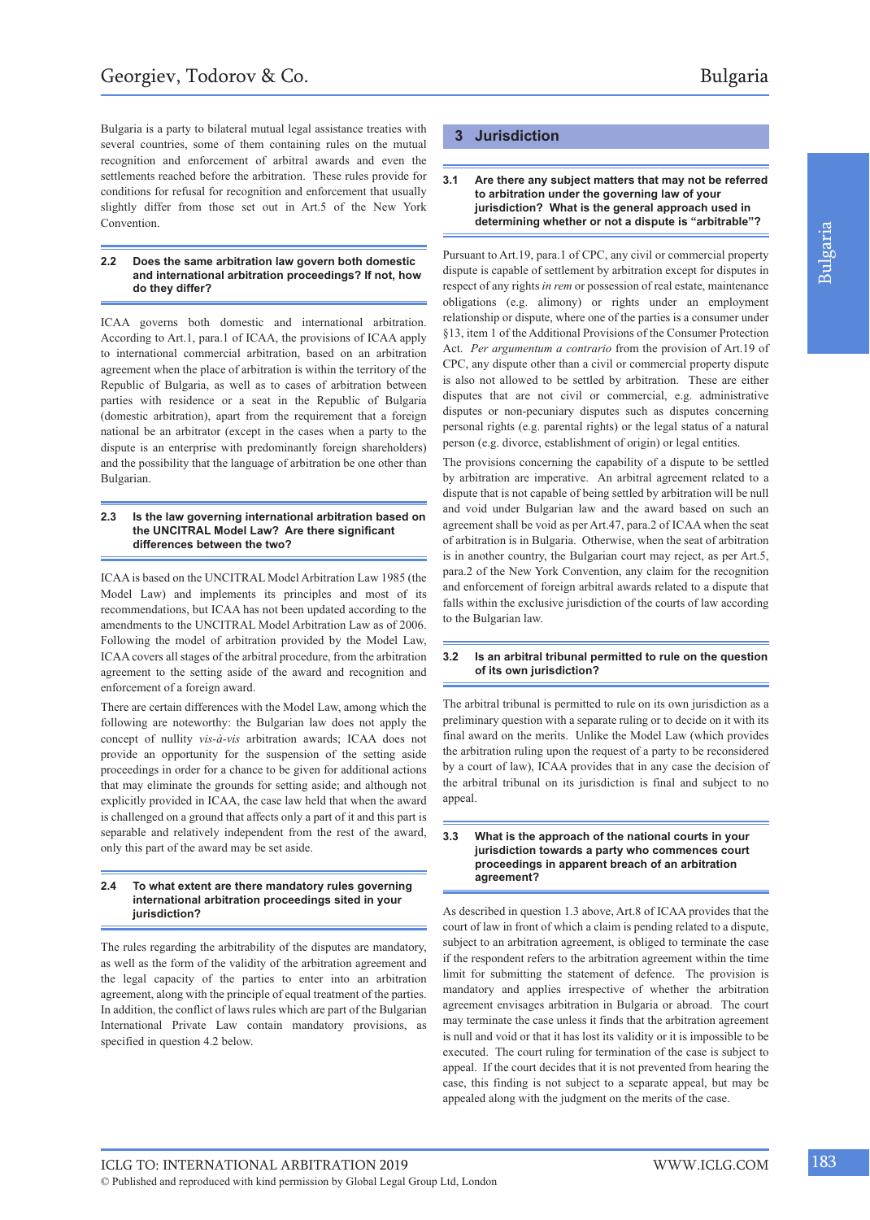Bulgaria is a party to bilateral mutual legal assistance treaties with several countries, some of them containing rules on the mutual recognition and enforcement of arbitral awards and even the settlements reached before the arbitration. These rules provide for conditions for refusal for recognition and enforcement that usually slightly differ from those set out in Art.5 of the New York Convention.

### 2.2 Does the same arbitration law govern both domestic and international arbitration proceedings? If not, how do they differ?

ICAA governs both domestic and international arbitration. According to Art.1, para.1 of ICAA, the provisions of ICAA apply to international commercial arbitration, based on an arbitration agreement when the place of arbitration is within the territory of the Republic of Bulgaria, as well as to cases of arbitration between parties with residence or a seat in the Republic of Bulgaria (domestic arbitration), apart from the requirement that a foreign national be an arbitrator (except in the cases when a party to the dispute is an enterprise with predominantly foreign shareholders) and the possibility that the language of arbitration be one other than Bulgarian.

### 2.3 Is the law governing international arbitration based on the UNCITRAL Model Law? Are there significant differences between the two?

ICAA is based on the UNCITRAL Model Arbitration Law 1985 (the Model Law) and implements its principles and most of its recommendations, but ICAA has not been updated according to the amendments to the UNCITRAL Model Arbitration Law as of 2006. Following the model of arbitration provided by the Model Law, ICAA covers all stages of the arbitral procedure, from the arbitration agreement to the setting aside of the award and recognition and enforcement of a foreign award.

There are certain differences with the Model Law, among which the following are noteworthy: the Bulgarian law does not apply the concept of nullity *vis-à-vis* arbitration awards; ICAA does not provide an opportunity for the suspension of the setting aside proceedings in order for a chance to be given for additional actions that may eliminate the grounds for setting aside; and although not explicitly provided in ICAA, the case law held that when the award is challenged on a ground that affects only a part of it and this part is separable and relatively independent from the rest of the award, only this part of the award may be set aside.

### 2.4 To what extent are there mandatory rules governing international arbitration proceedings sited in your jurisdiction?

The rules regarding the arbitrability of the disputes are mandatory, as well as the form of the validity of the arbitration agreement and the legal capacity of the parties to enter into an arbitration agreement, along with the principle of equal treatment of the parties. In addition, the conflict of laws rules which are part of the Bulgarian International Private Law contain mandatory provisions, as specified in question 4.2 below.

## 3 Jurisdiction

### 3.1 Are there any subject matters that may not be referred to arbitration under the governing law of your jurisdiction? What is the general approach used in determining whether or not a dispute is "arbitrable"?

Pursuant to Art.19, para.1 of CPC, any civil or commercial property dispute is capable of settlement by arbitration except for disputes in respect of any rights *in rem* or possession of real estate, maintenance obligations (e.g. alimony) or rights under an employment relationship or dispute, where one of the parties is a consumer under §13, item 1 of the Additional Provisions of the Consumer Protection Act. *Per argumentum a contrario* from the provision of Art.19 of CPC, any dispute other than a civil or commercial property dispute is also not allowed to be settled by arbitration. These are either disputes that are not civil or commercial, e.g. administrative disputes or non-pecuniary disputes such as disputes concerning personal rights (e.g. parental rights) or the legal status of a natural person (e.g. divorce, establishment of origin) or legal entities.

The provisions concerning the capability of a dispute to be settled by arbitration are imperative. An arbitral agreement related to a dispute that is not capable of being settled by arbitration will be null and void under Bulgarian law and the award based on such an agreement shall be void as per Art.47, para.2 of ICAA when the seat of arbitration is in Bulgaria. Otherwise, when the seat of arbitration is in another country, the Bulgarian court may reject, as per Art.5, para.2 of the New York Convention, any claim for the recognition and enforcement of foreign arbitral awards related to a dispute that falls within the exclusive jurisdiction of the courts of law according to the Bulgarian law.

### 3.2 Is an arbitral tribunal permitted to rule on the question of its own jurisdiction?

The arbitral tribunal is permitted to rule on its own jurisdiction as a preliminary question with a separate ruling or to decide on it with its final award on the merits. Unlike the Model Law (which provides the arbitration ruling upon the request of a party to be reconsidered by a court of law), ICAA provides that in any case the decision of the arbitral tribunal on its jurisdiction is final and subject to no appeal.

### 3.3 What is the approach of the national courts in your jurisdiction towards a party who commences court proceedings in apparent breach of an arbitration agreement?

As described in question 1.3 above, Art.8 of ICAA provides that the court of law in front of which a claim is pending related to a dispute, subject to an arbitration agreement, is obliged to terminate the case if the respondent refers to the arbitration agreement within the time limit for submitting the statement of defence. The provision is mandatory and applies irrespective of whether the arbitration agreement envisages arbitration in Bulgaria or abroad. The court may terminate the case unless it finds that the arbitration agreement is null and void or that it has lost its validity or it is impossible to be executed. The court ruling for termination of the case is subject to appeal. If the court decides that it is not prevented from hearing the case, this finding is not subject to a separate appeal, but may be appealed along with the judgment on the merits of the case.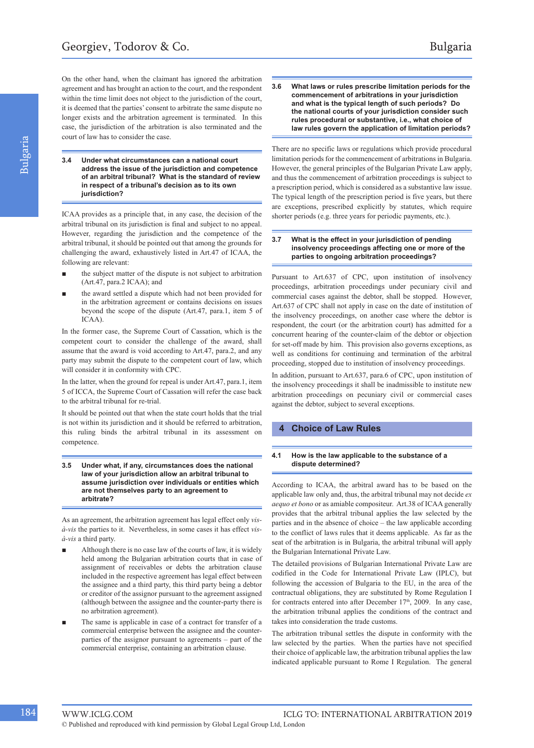On the other hand, when the claimant has ignored the arbitration agreement and has brought an action to the court, and the respondent within the time limit does not object to the jurisdiction of the court, it is deemed that the parties' consent to arbitrate the same dispute no longer exists and the arbitration agreement is terminated. In this case, the jurisdiction of the arbitration is also terminated and the court of law has to consider the case.

### 3.4 Under what circumstances can a national court address the issue of the jurisdiction and competence of an arbitral tribunal? What is the standard of review in respect of a tribunal's decision as to its own jurisdiction?

ICAA provides as a principle that, in any case, the decision of the arbitral tribunal on its jurisdiction is final and subject to no appeal. However, regarding the jurisdiction and the competence of the arbitral tribunal, it should be pointed out that among the grounds for challenging the award, exhaustively listed in Art.47 of ICAA, the following are relevant:

- the subject matter of the dispute is not subject to arbitration (Art.47, para.2 ICAA); and
- the award settled a dispute which had not been provided for in the arbitration agreement or contains decisions on issues beyond the scope of the dispute (Art.47, para.1, item 5 of ICAA).

In the former case, the Supreme Court of Cassation, which is the competent court to consider the challenge of the award, shall assume that the award is void according to Art.47, para.2, and any party may submit the dispute to the competent court of law, which will consider it in conformity with CPC.

In the latter, when the ground for repeal is under Art.47, para.1, item 5 of ICCA, the Supreme Court of Cassation will refer the case back to the arbitral tribunal for re-trial.

It should be pointed out that when the state court holds that the trial is not within its jurisdiction and it should be referred to arbitration, this ruling binds the arbitral tribunal in its assessment on competence.

### 3.5 Under what, if any, circumstances does the national law of your jurisdiction allow an arbitral tribunal to assume jurisdiction over individuals or entities which are not themselves party to an agreement to arbitrate?

As an agreement, the arbitration agreement has legal effect only *vis-à-vis* the parties to it. Nevertheless, in some cases it has effect *vis-à-vis* a third party.

- Although there is no case law of the courts of law, it is widely held among the Bulgarian arbitration courts that in case of assignment of receivables or debts the arbitration clause included in the respective agreement has legal effect between the assignee and a third party, this third party being a debtor or creditor of the assignor pursuant to the agreement assigned (although between the assignee and the counter-party there is no arbitration agreement).
- The same is applicable in case of a contract for transfer of a commercial enterprise between the assignee and the counter-parties of the assignor pursuant to agreements – part of the commercial enterprise, containing an arbitration clause.

### 3.6 What laws or rules prescribe limitation periods for the commencement of arbitrations in your jurisdiction and what is the typical length of such periods? Do the national courts of your jurisdiction consider such rules procedural or substantive, i.e., what choice of law rules govern the application of limitation periods?

There are no specific laws or regulations which provide procedural limitation periods for the commencement of arbitrations in Bulgaria. However, the general principles of the Bulgarian Private Law apply, and thus the commencement of arbitration proceedings is subject to a prescription period, which is considered as a substantive law issue. The typical length of the prescription period is five years, but there are exceptions, prescribed explicitly by statutes, which require shorter periods (e.g. three years for periodic payments, etc.).

### 3.7 What is the effect in your jurisdiction of pending insolvency proceedings affecting one or more of the parties to ongoing arbitration proceedings?

Pursuant to Art.637 of CPC, upon institution of insolvency proceedings, arbitration proceedings under pecuniary civil and commercial cases against the debtor, shall be stopped. However, Art.637 of CPC shall not apply in case on the date of institution of the insolvency proceedings, on another case where the debtor is respondent, the court (or the arbitration court) has admitted for a concurrent hearing of the counter-claim of the debtor or objection for set-off made by him. This provision also governs exceptions, as well as conditions for continuing and termination of the arbitral proceeding, stopped due to institution of insolvency proceedings.

In addition, pursuant to Art.637, para.6 of CPC, upon institution of the insolvency proceedings it shall be inadmissible to institute new arbitration proceedings on pecuniary civil or commercial cases against the debtor, subject to several exceptions.

## 4 Choice of Law Rules

### 4.1 How is the law applicable to the substance of a dispute determined?

According to ICAA, the arbitral award has to be based on the applicable law only and, thus, the arbitral tribunal may not decide *ex aequo et bono* or as amiable compositeur. Art.38 of ICAA generally provides that the arbitral tribunal applies the law selected by the parties and in the absence of choice – the law applicable according to the conflict of laws rules that it deems applicable. As far as the seat of the arbitration is in Bulgaria, the arbitral tribunal will apply the Bulgarian International Private Law.

The detailed provisions of Bulgarian International Private Law are codified in the Code for International Private Law (IPLC), but following the accession of Bulgaria to the EU, in the area of the contractual obligations, they are substituted by Rome Regulation I for contracts entered into after December 17th, 2009. In any case, the arbitration tribunal applies the conditions of the contract and takes into consideration the trade customs.

The arbitral tribunal settles the dispute in conformity with the law selected by the parties. When the parties have not specified their choice of applicable law, the arbitration tribunal applies the law indicated applicable pursuant to Rome I Regulation. The general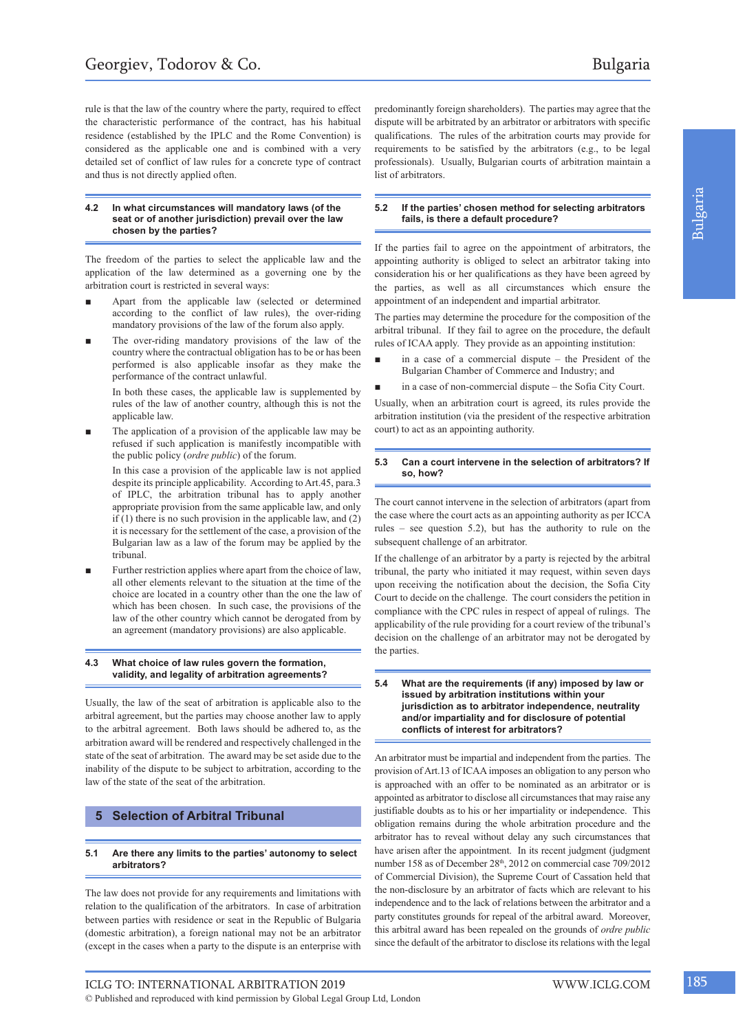rule is that the law of the country where the party, required to effect the characteristic performance of the contract, has his habitual residence (established by the IPLC and the Rome Convention) is considered as the applicable one and is combined with a very detailed set of conflict of law rules for a concrete type of contract and thus is not directly applied often.

### 4.2 In what circumstances will mandatory laws (of the seat or of another jurisdiction) prevail over the law chosen by the parties?

The freedom of the parties to select the applicable law and the application of the law determined as a governing one by the arbitration court is restricted in several ways:

- Apart from the applicable law (selected or determined according to the conflict of law rules), the over-riding mandatory provisions of the law of the forum also apply.
- The over-riding mandatory provisions of the law of the country where the contractual obligation has to be or has been performed is also applicable insofar as they make the performance of the contract unlawful.

  In both these cases, the applicable law is supplemented by rules of the law of another country, although this is not the applicable law.
- The application of a provision of the applicable law may be refused if such application is manifestly incompatible with the public policy (*ordre public*) of the forum.

  In this case a provision of the applicable law is not applied despite its principle applicability. According to Art.45, para.3 of IPLC, the arbitration tribunal has to apply another appropriate provision from the same applicable law, and only if (1) there is no such provision in the applicable law, and (2) it is necessary for the settlement of the case, a provision of the Bulgarian law as a law of the forum may be applied by the tribunal.
- Further restriction applies where apart from the choice of law, all other elements relevant to the situation at the time of the choice are located in a country other than the one the law of which has been chosen. In such case, the provisions of the law of the other country which cannot be derogated from by an agreement (mandatory provisions) are also applicable.

### 4.3 What choice of law rules govern the formation, validity, and legality of arbitration agreements?

Usually, the law of the seat of arbitration is applicable also to the arbitral agreement, but the parties may choose another law to apply to the arbitral agreement. Both laws should be adhered to, as the arbitration award will be rendered and respectively challenged in the state of the seat of arbitration. The award may be set aside due to the inability of the dispute to be subject to arbitration, according to the law of the state of the seat of the arbitration.

## 5 Selection of Arbitral Tribunal

### 5.1 Are there any limits to the parties' autonomy to select arbitrators?

The law does not provide for any requirements and limitations with relation to the qualification of the arbitrators. In case of arbitration between parties with residence or seat in the Republic of Bulgaria (domestic arbitration), a foreign national may not be an arbitrator (except in the cases when a party to the dispute is an enterprise with predominantly foreign shareholders). The parties may agree that the dispute will be arbitrated by an arbitrator or arbitrators with specific qualifications. The rules of the arbitration courts may provide for requirements to be satisfied by the arbitrators (e.g., to be legal professionals). Usually, Bulgarian courts of arbitration maintain a list of arbitrators.

### 5.2 If the parties' chosen method for selecting arbitrators fails, is there a default procedure?

If the parties fail to agree on the appointment of arbitrators, the appointing authority is obliged to select an arbitrator taking into consideration his or her qualifications as they have been agreed by the parties, as well as all circumstances which ensure the appointment of an independent and impartial arbitrator.

The parties may determine the procedure for the composition of the arbitral tribunal. If they fail to agree on the procedure, the default rules of ICAA apply. They provide as an appointing institution:

- in a case of a commercial dispute – the President of the Bulgarian Chamber of Commerce and Industry; and
- in a case of non-commercial dispute – the Sofia City Court.

Usually, when an arbitration court is agreed, its rules provide the arbitration institution (via the president of the respective arbitration court) to act as an appointing authority.

### 5.3 Can a court intervene in the selection of arbitrators? If so, how?

The court cannot intervene in the selection of arbitrators (apart from the case where the court acts as an appointing authority as per ICCA rules – see question 5.2), but has the authority to rule on the subsequent challenge of an arbitrator.

If the challenge of an arbitrator by a party is rejected by the arbitral tribunal, the party who initiated it may request, within seven days upon receiving the notification about the decision, the Sofia City Court to decide on the challenge. The court considers the petition in compliance with the CPC rules in respect of appeal of rulings. The applicability of the rule providing for a court review of the tribunal's decision on the challenge of an arbitrator may not be derogated by the parties.

### 5.4 What are the requirements (if any) imposed by law or issued by arbitration institutions within your jurisdiction as to arbitrator independence, neutrality and/or impartiality and for disclosure of potential conflicts of interest for arbitrators?

An arbitrator must be impartial and independent from the parties. The provision of Art.13 of ICAA imposes an obligation to any person who is approached with an offer to be nominated as an arbitrator or is appointed as arbitrator to disclose all circumstances that may raise any justifiable doubts as to his or her impartiality or independence. This obligation remains during the whole arbitration procedure and the arbitrator has to reveal without delay any such circumstances that have arisen after the appointment. In its recent judgment (judgment number 158 as of December 28th, 2012 on commercial case 709/2012 of Commercial Division), the Supreme Court of Cassation held that the non-disclosure by an arbitrator of facts which are relevant to his independence and to the lack of relations between the arbitrator and a party constitutes grounds for repeal of the arbitral award. Moreover, this arbitral award has been repealed on the grounds of *ordre public* since the default of the arbitrator to disclose its relations with the legal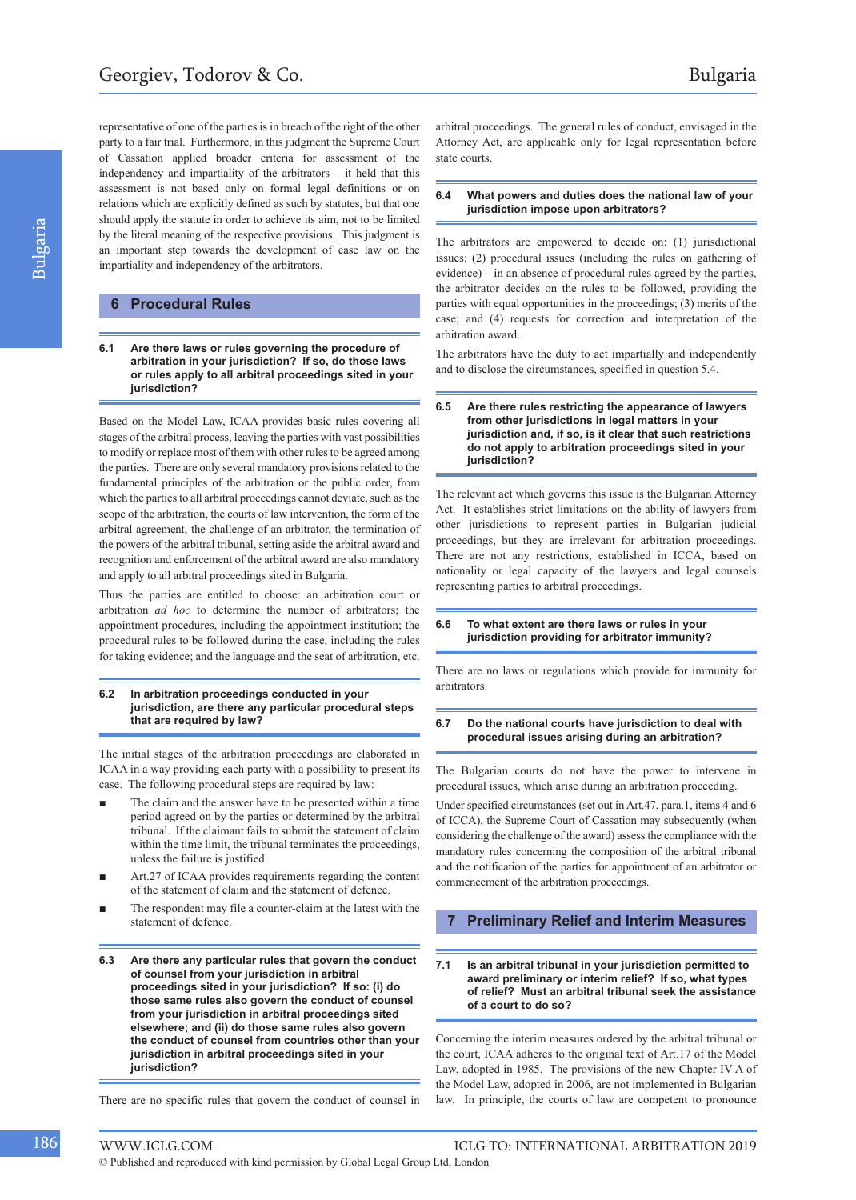representative of one of the parties is in breach of the right of the other party to a fair trial. Furthermore, in this judgment the Supreme Court of Cassation applied broader criteria for assessment of the independency and impartiality of the arbitrators – it held that this assessment is not based only on formal legal definitions or on relations which are explicitly defined as such by statutes, but that one should apply the statute in order to achieve its aim, not to be limited by the literal meaning of the respective provisions. This judgment is an important step towards the development of case law on the impartiality and independency of the arbitrators.

## 6 Procedural Rules

### 6.1 Are there laws or rules governing the procedure of arbitration in your jurisdiction? If so, do those laws or rules apply to all arbitral proceedings sited in your jurisdiction?

Based on the Model Law, ICAA provides basic rules covering all stages of the arbitral process, leaving the parties with vast possibilities to modify or replace most of them with other rules to be agreed among the parties. There are only several mandatory provisions related to the fundamental principles of the arbitration or the public order, from which the parties to all arbitral proceedings cannot deviate, such as the scope of the arbitration, the courts of law intervention, the form of the arbitral agreement, the challenge of an arbitrator, the termination of the powers of the arbitral tribunal, setting aside the arbitral award and recognition and enforcement of the arbitral award are also mandatory and apply to all arbitral proceedings sited in Bulgaria.

Thus the parties are entitled to choose: an arbitration court or arbitration *ad hoc* to determine the number of arbitrators; the appointment procedures, including the appointment institution; the procedural rules to be followed during the case, including the rules for taking evidence; and the language and the seat of arbitration, etc.

### 6.2 In arbitration proceedings conducted in your jurisdiction, are there any particular procedural steps that are required by law?

The initial stages of the arbitration proceedings are elaborated in ICAA in a way providing each party with a possibility to present its case. The following procedural steps are required by law:

- The claim and the answer have to be presented within a time period agreed on by the parties or determined by the arbitral tribunal. If the claimant fails to submit the statement of claim within the time limit, the tribunal terminates the proceedings, unless the failure is justified.
- Art.27 of ICAA provides requirements regarding the content of the statement of claim and the statement of defence.
- The respondent may file a counter-claim at the latest with the statement of defence.

### 6.3 Are there any particular rules that govern the conduct of counsel from your jurisdiction in arbitral proceedings sited in your jurisdiction? If so: (i) do those same rules also govern the conduct of counsel from your jurisdiction in arbitral proceedings sited elsewhere; and (ii) do those same rules also govern the conduct of counsel from countries other than your jurisdiction in arbitral proceedings sited in your jurisdiction?

There are no specific rules that govern the conduct of counsel in arbitral proceedings. The general rules of conduct, envisaged in the Attorney Act, are applicable only for legal representation before state courts.

### 6.4 What powers and duties does the national law of your jurisdiction impose upon arbitrators?

The arbitrators are empowered to decide on: (1) jurisdictional issues; (2) procedural issues (including the rules on gathering of evidence) – in an absence of procedural rules agreed by the parties, the arbitrator decides on the rules to be followed, providing the parties with equal opportunities in the proceedings; (3) merits of the case; and (4) requests for correction and interpretation of the arbitration award.

The arbitrators have the duty to act impartially and independently and to disclose the circumstances, specified in question 5.4.

### 6.5 Are there rules restricting the appearance of lawyers from other jurisdictions in legal matters in your jurisdiction and, if so, is it clear that such restrictions do not apply to arbitration proceedings sited in your jurisdiction?

The relevant act which governs this issue is the Bulgarian Attorney Act. It establishes strict limitations on the ability of lawyers from other jurisdictions to represent parties in Bulgarian judicial proceedings, but they are irrelevant for arbitration proceedings. There are not any restrictions, established in ICCA, based on nationality or legal capacity of the lawyers and legal counsels representing parties to arbitral proceedings.

### 6.6 To what extent are there laws or rules in your jurisdiction providing for arbitrator immunity?

There are no laws or regulations which provide for immunity for arbitrators.

### 6.7 Do the national courts have jurisdiction to deal with procedural issues arising during an arbitration?

The Bulgarian courts do not have the power to intervene in procedural issues, which arise during an arbitration proceeding.

Under specified circumstances (set out in Art.47, para.1, items 4 and 6 of ICCA), the Supreme Court of Cassation may subsequently (when considering the challenge of the award) assess the compliance with the mandatory rules concerning the composition of the arbitral tribunal and the notification of the parties for appointment of an arbitrator or commencement of the arbitration proceedings.

## 7 Preliminary Relief and Interim Measures

### 7.1 Is an arbitral tribunal in your jurisdiction permitted to award preliminary or interim relief? If so, what types of relief? Must an arbitral tribunal seek the assistance of a court to do so?

Concerning the interim measures ordered by the arbitral tribunal or the court, ICAA adheres to the original text of Art.17 of the Model Law, adopted in 1985. The provisions of the new Chapter IV A of the Model Law, adopted in 2006, are not implemented in Bulgarian law. In principle, the courts of law are competent to pronounce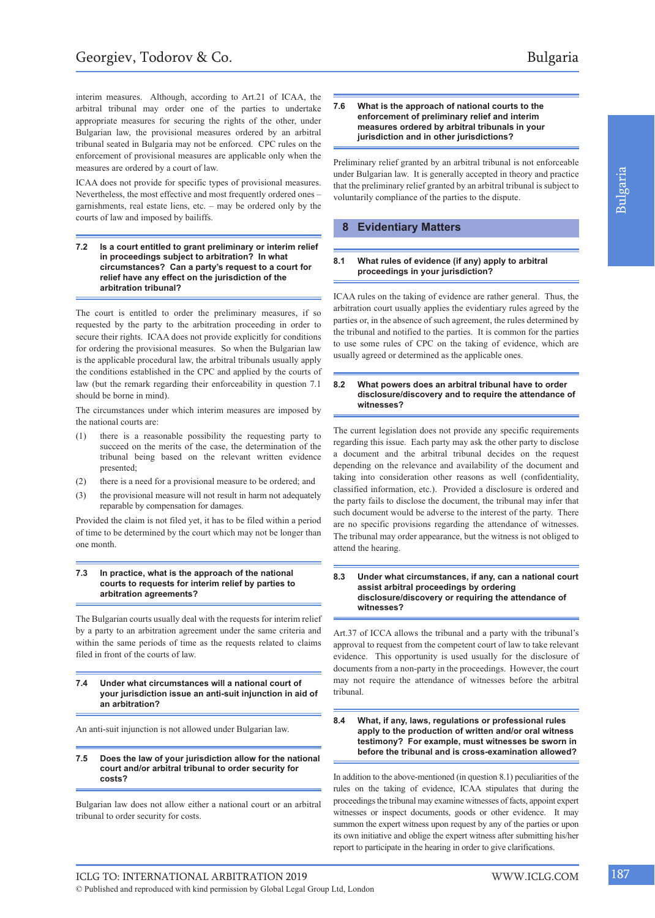interim measures. Although, according to Art.21 of ICAA, the arbitral tribunal may order one of the parties to undertake appropriate measures for securing the rights of the other, under Bulgarian law, the provisional measures ordered by an arbitral tribunal seated in Bulgaria may not be enforced. CPC rules on the enforcement of provisional measures are applicable only when the measures are ordered by a court of law.

ICAA does not provide for specific types of provisional measures. Nevertheless, the most effective and most frequently ordered ones – garnishments, real estate liens, etc. – may be ordered only by the courts of law and imposed by bailiffs.

### 7.2 Is a court entitled to grant preliminary or interim relief in proceedings subject to arbitration? In what circumstances? Can a party's request to a court for relief have any effect on the jurisdiction of the arbitration tribunal?

The court is entitled to order the preliminary measures, if so requested by the party to the arbitration proceeding in order to secure their rights. ICAA does not provide explicitly for conditions for ordering the provisional measures. So when the Bulgarian law is the applicable procedural law, the arbitral tribunals usually apply the conditions established in the CPC and applied by the courts of law (but the remark regarding their enforceability in question 7.1 should be borne in mind).

The circumstances under which interim measures are imposed by the national courts are:

(1) there is a reasonable possibility the requesting party to succeed on the merits of the case, the determination of the tribunal being based on the relevant written evidence presented;

(2) there is a need for a provisional measure to be ordered; and

(3) the provisional measure will not result in harm not adequately reparable by compensation for damages.

Provided the claim is not filed yet, it has to be filed within a period of time to be determined by the court which may not be longer than one month.

### 7.3 In practice, what is the approach of the national courts to requests for interim relief by parties to arbitration agreements?

The Bulgarian courts usually deal with the requests for interim relief by a party to an arbitration agreement under the same criteria and within the same periods of time as the requests related to claims filed in front of the courts of law.

### 7.4 Under what circumstances will a national court of your jurisdiction issue an anti-suit injunction in aid of an arbitration?

An anti-suit injunction is not allowed under Bulgarian law.

### 7.5 Does the law of your jurisdiction allow for the national court and/or arbitral tribunal to order security for costs?

Bulgarian law does not allow either a national court or an arbitral tribunal to order security for costs.

### 7.6 What is the approach of national courts to the enforcement of preliminary relief and interim measures ordered by arbitral tribunals in your jurisdiction and in other jurisdictions?

Preliminary relief granted by an arbitral tribunal is not enforceable under Bulgarian law. It is generally accepted in theory and practice that the preliminary relief granted by an arbitral tribunal is subject to voluntarily compliance of the parties to the dispute.

## 8 Evidentiary Matters

### 8.1 What rules of evidence (if any) apply to arbitral proceedings in your jurisdiction?

ICAA rules on the taking of evidence are rather general. Thus, the arbitration court usually applies the evidentiary rules agreed by the parties or, in the absence of such agreement, the rules determined by the tribunal and notified to the parties. It is common for the parties to use some rules of CPC on the taking of evidence, which are usually agreed or determined as the applicable ones.

### 8.2 What powers does an arbitral tribunal have to order disclosure/discovery and to require the attendance of witnesses?

The current legislation does not provide any specific requirements regarding this issue. Each party may ask the other party to disclose a document and the arbitral tribunal decides on the request depending on the relevance and availability of the document and taking into consideration other reasons as well (confidentiality, classified information, etc.). Provided a disclosure is ordered and the party fails to disclose the document, the tribunal may infer that such document would be adverse to the interest of the party. There are no specific provisions regarding the attendance of witnesses. The tribunal may order appearance, but the witness is not obliged to attend the hearing.

### 8.3 Under what circumstances, if any, can a national court assist arbitral proceedings by ordering disclosure/discovery or requiring the attendance of witnesses?

Art.37 of ICCA allows the tribunal and a party with the tribunal's approval to request from the competent court of law to take relevant evidence. This opportunity is used usually for the disclosure of documents from a non-party in the proceedings. However, the court may not require the attendance of witnesses before the arbitral tribunal.

### 8.4 What, if any, laws, regulations or professional rules apply to the production of written and/or oral witness testimony? For example, must witnesses be sworn in before the tribunal and is cross-examination allowed?

In addition to the above-mentioned (in question 8.1) peculiarities of the rules on the taking of evidence, ICAA stipulates that during the proceedings the tribunal may examine witnesses of facts, appoint expert witnesses or inspect documents, goods or other evidence. It may summon the expert witness upon request by any of the parties or upon its own initiative and oblige the expert witness after submitting his/her report to participate in the hearing in order to give clarifications.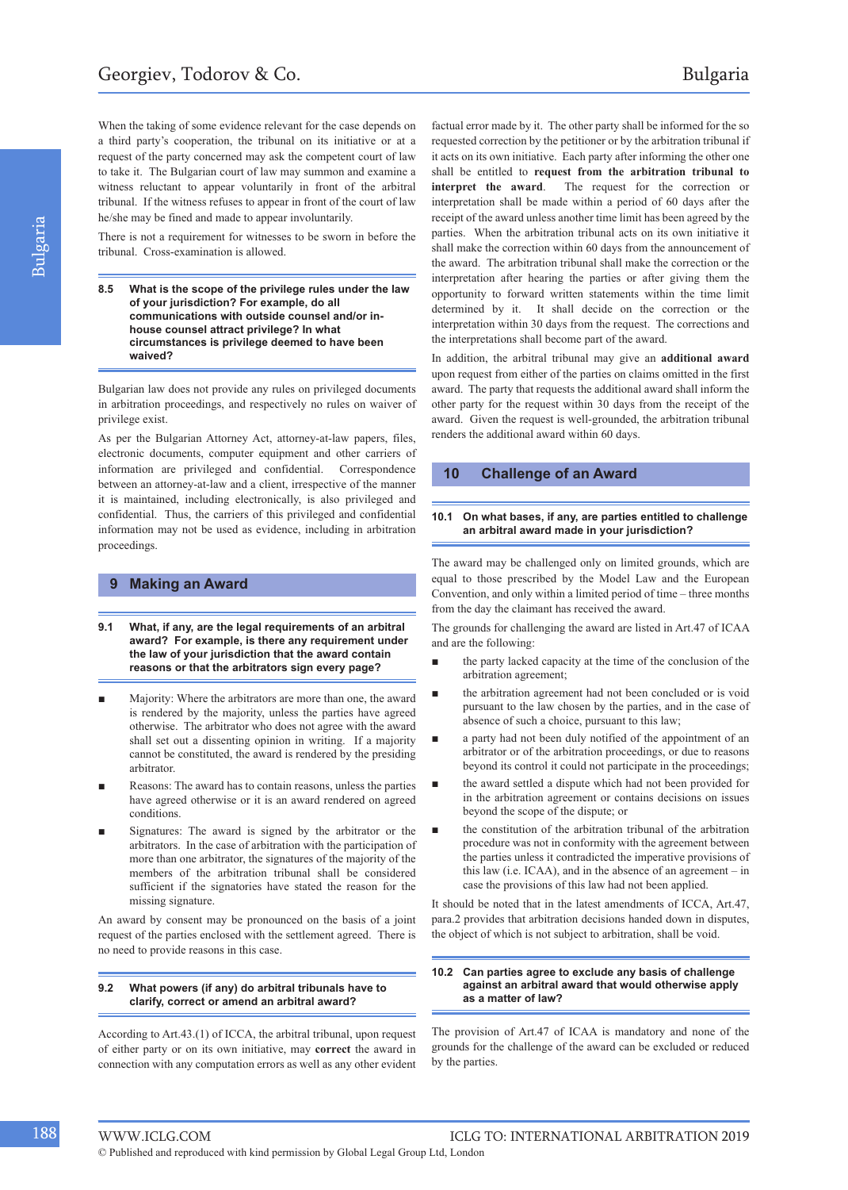When the taking of some evidence relevant for the case depends on a third party's cooperation, the tribunal on its initiative or at a request of the party concerned may ask the competent court of law to take it. The Bulgarian court of law may summon and examine a witness reluctant to appear voluntarily in front of the arbitral tribunal. If the witness refuses to appear in front of the court of law he/she may be fined and made to appear involuntarily.

There is not a requirement for witnesses to be sworn in before the tribunal. Cross-examination is allowed.

### 8.5 What is the scope of the privilege rules under the law of your jurisdiction? For example, do all communications with outside counsel and/or in-house counsel attract privilege? In what circumstances is privilege deemed to have been waived?

Bulgarian law does not provide any rules on privileged documents in arbitration proceedings, and respectively no rules on waiver of privilege exist.

As per the Bulgarian Attorney Act, attorney-at-law papers, files, electronic documents, computer equipment and other carriers of information are privileged and confidential. Correspondence between an attorney-at-law and a client, irrespective of the manner it is maintained, including electronically, is also privileged and confidential. Thus, the carriers of this privileged and confidential information may not be used as evidence, including in arbitration proceedings.

## 9 Making an Award

### 9.1 What, if any, are the legal requirements of an arbitral award? For example, is there any requirement under the law of your jurisdiction that the award contain reasons or that the arbitrators sign every page?

- Majority: Where the arbitrators are more than one, the award is rendered by the majority, unless the parties have agreed otherwise. The arbitrator who does not agree with the award shall set out a dissenting opinion in writing. If a majority cannot be constituted, the award is rendered by the presiding arbitrator.
- Reasons: The award has to contain reasons, unless the parties have agreed otherwise or it is an award rendered on agreed conditions.
- Signatures: The award is signed by the arbitrator or the arbitrators. In the case of arbitration with the participation of more than one arbitrator, the signatures of the majority of the members of the arbitration tribunal shall be considered sufficient if the signatories have stated the reason for the missing signature.

An award by consent may be pronounced on the basis of a joint request of the parties enclosed with the settlement agreed. There is no need to provide reasons in this case.

### 9.2 What powers (if any) do arbitral tribunals have to clarify, correct or amend an arbitral award?

According to Art.43.(1) of ICCA, the arbitral tribunal, upon request of either party or on its own initiative, may **correct** the award in connection with any computation errors as well as any other evident factual error made by it. The other party shall be informed for the so requested correction by the petitioner or by the arbitration tribunal if it acts on its own initiative. Each party after informing the other one shall be entitled to **request from the arbitration tribunal to interpret the award**. The request for the correction or interpretation shall be made within a period of 60 days after the receipt of the award unless another time limit has been agreed by the parties. When the arbitration tribunal acts on its own initiative it shall make the correction within 60 days from the announcement of the award. The arbitration tribunal shall make the correction or the interpretation after hearing the parties or after giving them the opportunity to forward written statements within the time limit determined by it. It shall decide on the correction or the interpretation within 30 days from the request. The corrections and the interpretations shall become part of the award.

In addition, the arbitral tribunal may give an **additional award** upon request from either of the parties on claims omitted in the first award. The party that requests the additional award shall inform the other party for the request within 30 days from the receipt of the award. Given the request is well-grounded, the arbitration tribunal renders the additional award within 60 days.

## 10 Challenge of an Award

### 10.1 On what bases, if any, are parties entitled to challenge an arbitral award made in your jurisdiction?

The award may be challenged only on limited grounds, which are equal to those prescribed by the Model Law and the European Convention, and only within a limited period of time – three months from the day the claimant has received the award.

The grounds for challenging the award are listed in Art.47 of ICAA and are the following:

- the party lacked capacity at the time of the conclusion of the arbitration agreement;
- the arbitration agreement had not been concluded or is void pursuant to the law chosen by the parties, and in the case of absence of such a choice, pursuant to this law;
- a party had not been duly notified of the appointment of an arbitrator or of the arbitration proceedings, or due to reasons beyond its control it could not participate in the proceedings;
- the award settled a dispute which had not been provided for in the arbitration agreement or contains decisions on issues beyond the scope of the dispute; or
- the constitution of the arbitration tribunal of the arbitration procedure was not in conformity with the agreement between the parties unless it contradicted the imperative provisions of this law (i.e. ICAA), and in the absence of an agreement – in case the provisions of this law had not been applied.

It should be noted that in the latest amendments of ICCA, Art.47, para.2 provides that arbitration decisions handed down in disputes, the object of which is not subject to arbitration, shall be void.

### 10.2 Can parties agree to exclude any basis of challenge against an arbitral award that would otherwise apply as a matter of law?

The provision of Art.47 of ICAA is mandatory and none of the grounds for the challenge of the award can be excluded or reduced by the parties.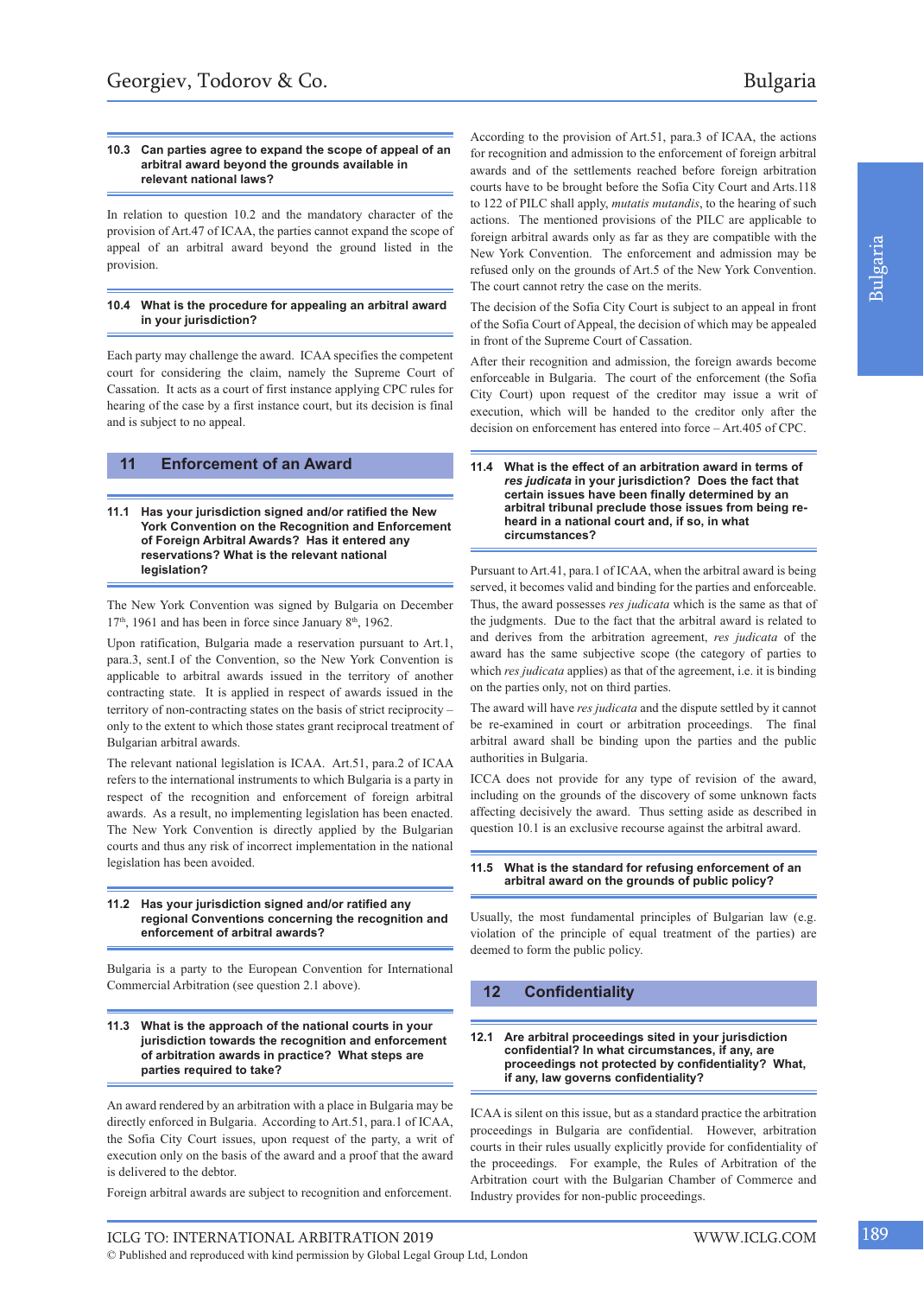### 10.3 Can parties agree to expand the scope of appeal of an arbitral award beyond the grounds available in relevant national laws?

In relation to question 10.2 and the mandatory character of the provision of Art.47 of ICAA, the parties cannot expand the scope of appeal of an arbitral award beyond the ground listed in the provision.

### 10.4 What is the procedure for appealing an arbitral award in your jurisdiction?

Each party may challenge the award. ICAA specifies the competent court for considering the claim, namely the Supreme Court of Cassation. It acts as a court of first instance applying CPC rules for hearing of the case by a first instance court, but its decision is final and is subject to no appeal.

## 11 Enforcement of an Award

### 11.1 Has your jurisdiction signed and/or ratified the New York Convention on the Recognition and Enforcement of Foreign Arbitral Awards? Has it entered any reservations? What is the relevant national legislation?

The New York Convention was signed by Bulgaria on December 17th, 1961 and has been in force since January 8th, 1962.

Upon ratification, Bulgaria made a reservation pursuant to Art.1, para.3, sent.I of the Convention, so the New York Convention is applicable to arbitral awards issued in the territory of another contracting state. It is applied in respect of awards issued in the territory of non-contracting states on the basis of strict reciprocity – only to the extent to which those states grant reciprocal treatment of Bulgarian arbitral awards.

The relevant national legislation is ICAA. Art.51, para.2 of ICAA refers to the international instruments to which Bulgaria is a party in respect of the recognition and enforcement of foreign arbitral awards. As a result, no implementing legislation has been enacted. The New York Convention is directly applied by the Bulgarian courts and thus any risk of incorrect implementation in the national legislation has been avoided.

### 11.2 Has your jurisdiction signed and/or ratified any regional Conventions concerning the recognition and enforcement of arbitral awards?

Bulgaria is a party to the European Convention for International Commercial Arbitration (see question 2.1 above).

### 11.3 What is the approach of the national courts in your jurisdiction towards the recognition and enforcement of arbitration awards in practice? What steps are parties required to take?

An award rendered by an arbitration with a place in Bulgaria may be directly enforced in Bulgaria. According to Art.51, para.1 of ICAA, the Sofia City Court issues, upon request of the party, a writ of execution only on the basis of the award and a proof that the award is delivered to the debtor.

Foreign arbitral awards are subject to recognition and enforcement. According to the provision of Art.51, para.3 of ICAA, the actions for recognition and admission to the enforcement of foreign arbitral awards and of the settlements reached before foreign arbitration courts have to be brought before the Sofia City Court and Arts.118 to 122 of PILC shall apply, *mutatis mutandis*, to the hearing of such actions. The mentioned provisions of the PILC are applicable to foreign arbitral awards only as far as they are compatible with the New York Convention. The enforcement and admission may be refused only on the grounds of Art.5 of the New York Convention. The court cannot retry the case on the merits.

The decision of the Sofia City Court is subject to an appeal in front of the Sofia Court of Appeal, the decision of which may be appealed in front of the Supreme Court of Cassation.

After their recognition and admission, the foreign awards become enforceable in Bulgaria. The court of the enforcement (the Sofia City Court) upon request of the creditor may issue a writ of execution, which will be handed to the creditor only after the decision on enforcement has entered into force – Art.405 of CPC.

### 11.4 What is the effect of an arbitration award in terms of *res judicata* in your jurisdiction? Does the fact that certain issues have been finally determined by an arbitral tribunal preclude those issues from being re-heard in a national court and, if so, in what circumstances?

Pursuant to Art.41, para.1 of ICAA, when the arbitral award is being served, it becomes valid and binding for the parties and enforceable. Thus, the award possesses *res judicata* which is the same as that of the judgments. Due to the fact that the arbitral award is related to and derives from the arbitration agreement, *res judicata* of the award has the same subjective scope (the category of parties to which *res judicata* applies) as that of the agreement, i.e. it is binding on the parties only, not on third parties.

The award will have *res judicata* and the dispute settled by it cannot be re-examined in court or arbitration proceedings. The final arbitral award shall be binding upon the parties and the public authorities in Bulgaria.

ICCA does not provide for any type of revision of the award, including on the grounds of the discovery of some unknown facts affecting decisively the award. Thus setting aside as described in question 10.1 is an exclusive recourse against the arbitral award.

### 11.5 What is the standard for refusing enforcement of an arbitral award on the grounds of public policy?

Usually, the most fundamental principles of Bulgarian law (e.g. violation of the principle of equal treatment of the parties) are deemed to form the public policy.

## 12 Confidentiality

### 12.1 Are arbitral proceedings sited in your jurisdiction confidential? In what circumstances, if any, are proceedings not protected by confidentiality? What, if any, law governs confidentiality?

ICAA is silent on this issue, but as a standard practice the arbitration proceedings in Bulgaria are confidential. However, arbitration courts in their rules usually explicitly provide for confidentiality of the proceedings. For example, the Rules of Arbitration of the Arbitration court with the Bulgarian Chamber of Commerce and Industry provides for non-public proceedings.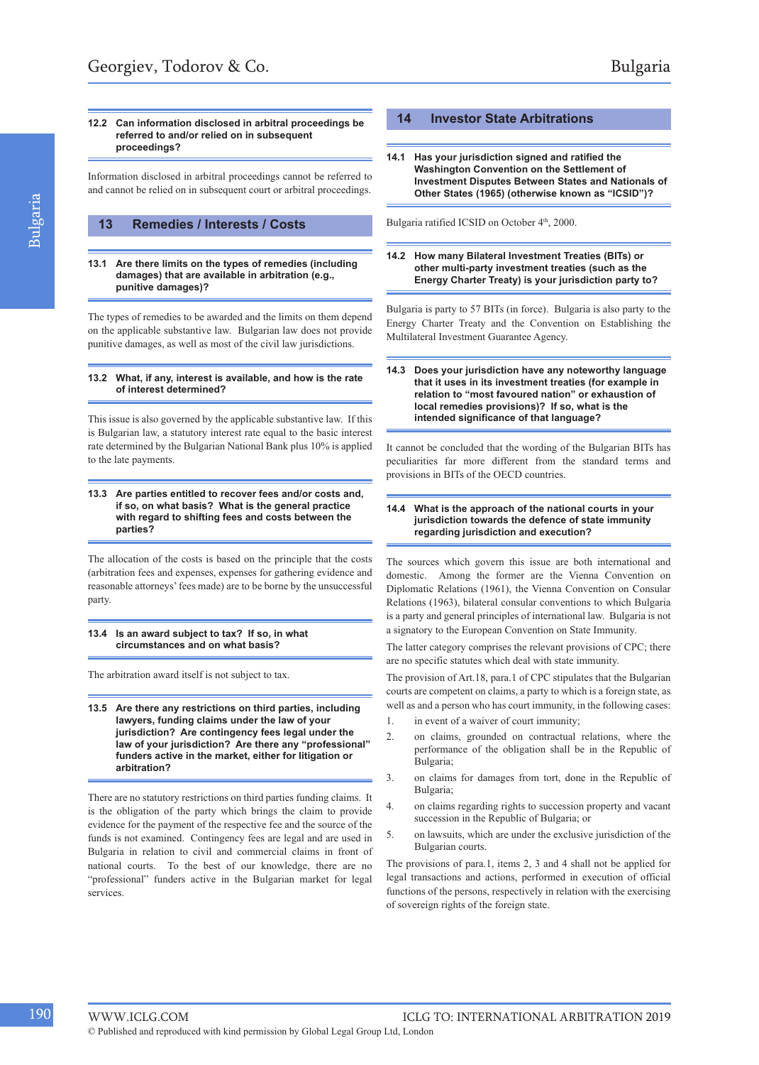### 12.2 Can information disclosed in arbitral proceedings be referred to and/or relied on in subsequent proceedings?

Information disclosed in arbitral proceedings cannot be referred to and cannot be relied on in subsequent court or arbitral proceedings.

## 13 Remedies / Interests / Costs

### 13.1 Are there limits on the types of remedies (including damages) that are available in arbitration (e.g., punitive damages)?

The types of remedies to be awarded and the limits on them depend on the applicable substantive law. Bulgarian law does not provide punitive damages, as well as most of the civil law jurisdictions.

### 13.2 What, if any, interest is available, and how is the rate of interest determined?

This issue is also governed by the applicable substantive law. If this is Bulgarian law, a statutory interest rate equal to the basic interest rate determined by the Bulgarian National Bank plus 10% is applied to the late payments.

### 13.3 Are parties entitled to recover fees and/or costs and, if so, on what basis? What is the general practice with regard to shifting fees and costs between the parties?

The allocation of the costs is based on the principle that the costs (arbitration fees and expenses, expenses for gathering evidence and reasonable attorneys' fees made) are to be borne by the unsuccessful party.

### 13.4 Is an award subject to tax? If so, in what circumstances and on what basis?

The arbitration award itself is not subject to tax.

### 13.5 Are there any restrictions on third parties, including lawyers, funding claims under the law of your jurisdiction? Are contingency fees legal under the law of your jurisdiction? Are there any "professional" funders active in the market, either for litigation or arbitration?

There are no statutory restrictions on third parties funding claims. It is the obligation of the party which brings the claim to provide evidence for the payment of the respective fee and the source of the funds is not examined. Contingency fees are legal and are used in Bulgaria in relation to civil and commercial claims in front of national courts. To the best of our knowledge, there are no "professional" funders active in the Bulgarian market for legal services.

## 14 Investor State Arbitrations

### 14.1 Has your jurisdiction signed and ratified the Washington Convention on the Settlement of Investment Disputes Between States and Nationals of Other States (1965) (otherwise known as "ICSID")?

Bulgaria ratified ICSID on October 4th, 2000.

### 14.2 How many Bilateral Investment Treaties (BITs) or other multi-party investment treaties (such as the Energy Charter Treaty) is your jurisdiction party to?

Bulgaria is party to 57 BITs (in force). Bulgaria is also party to the Energy Charter Treaty and the Convention on Establishing the Multilateral Investment Guarantee Agency.

### 14.3 Does your jurisdiction have any noteworthy language that it uses in its investment treaties (for example in relation to "most favoured nation" or exhaustion of local remedies provisions)? If so, what is the intended significance of that language?

It cannot be concluded that the wording of the Bulgarian BITs has peculiarities far more different from the standard terms and provisions in BITs of the OECD countries.

### 14.4 What is the approach of the national courts in your jurisdiction towards the defence of state immunity regarding jurisdiction and execution?

The sources which govern this issue are both international and domestic. Among the former are the Vienna Convention on Diplomatic Relations (1961), the Vienna Convention on Consular Relations (1963), bilateral consular conventions to which Bulgaria is a party and general principles of international law. Bulgaria is not a signatory to the European Convention on State Immunity.

The latter category comprises the relevant provisions of CPC; there are no specific statutes which deal with state immunity.

The provision of Art.18, para.1 of CPC stipulates that the Bulgarian courts are competent on claims, a party to which is a foreign state, as well as and a person who has court immunity, in the following cases:

1. in event of a waiver of court immunity;
2. on claims, grounded on contractual relations, where the performance of the obligation shall be in the Republic of Bulgaria;
3. on claims for damages from tort, done in the Republic of Bulgaria;
4. on claims regarding rights to succession property and vacant succession in the Republic of Bulgaria; or
5. on lawsuits, which are under the exclusive jurisdiction of the Bulgarian courts.

The provisions of para.1, items 2, 3 and 4 shall not be applied for legal transactions and actions, performed in execution of official functions of the persons, respectively in relation with the exercising of sovereign rights of the foreign state.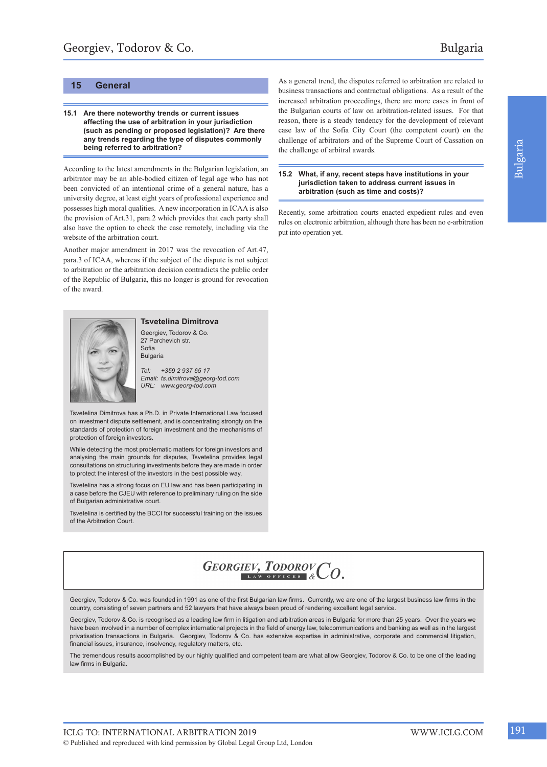## 15 General

### 15.1 Are there noteworthy trends or current issues affecting the use of arbitration in your jurisdiction (such as pending or proposed legislation)? Are there any trends regarding the type of disputes commonly being referred to arbitration?

According to the latest amendments in the Bulgarian legislation, an arbitrator may be an able-bodied citizen of legal age who has not been convicted of an intentional crime of a general nature, has a university degree, at least eight years of professional experience and possesses high moral qualities. A new incorporation in ICAA is also the provision of Art.31, para.2 which provides that each party shall also have the option to check the case remotely, including via the website of the arbitration court.

Another major amendment in 2017 was the revocation of Art.47, para.3 of ICAA, whereas if the subject of the dispute is not subject to arbitration or the arbitration decision contradicts the public order of the Republic of Bulgaria, this no longer is ground for revocation of the award.

As a general trend, the disputes referred to arbitration are related to business transactions and contractual obligations. As a result of the increased arbitration proceedings, there are more cases in front of the Bulgarian courts of law on arbitration-related issues. For that reason, there is a steady tendency for the development of relevant case law of the Sofia City Court (the competent court) on the challenge of arbitrators and of the Supreme Court of Cassation on the challenge of arbitral awards.

### 15.2 What, if any, recent steps have institutions in your jurisdiction taken to address current issues in arbitration (such as time and costs)?

Recently, some arbitration courts enacted expedient rules and even rules on electronic arbitration, although there has been no e-arbitration put into operation yet.

---

**Tsvetelina Dimitrova**

Georgiev, Todorov & Co.
27 Parchevich str.
Sofia
Bulgaria

*Tel:* +359 2 937 65 17
*Email:* ts.dimitrova@georg-tod.com
*URL:* www.georg-tod.com

Tsvetelina Dimitrova has a Ph.D. in Private International Law focused on investment dispute settlement, and is concentrating strongly on the standards of protection of foreign investment and the mechanisms of protection of foreign investors.

While detecting the most problematic matters for foreign investors and analysing the main grounds for disputes, Tsvetelina provides legal consultations on structuring investments before they are made in order to protect the interest of the investors in the best possible way.

Tsvetelina has a strong focus on EU law and has been participating in a case before the CJEU with reference to preliminary ruling on the side of Bulgarian administrative court.

Tsvetelina is certified by the BCCI for successful training on the issues of the Arbitration Court.

---

**GEORGIEV, TODOROV & Co.**
LAW OFFICES

Georgiev, Todorov & Co. was founded in 1991 as one of the first Bulgarian law firms. Currently, we are one of the largest business law firms in the country, consisting of seven partners and 52 lawyers that have always been proud of rendering excellent legal service.

Georgiev, Todorov & Co. is recognised as a leading law firm in litigation and arbitration areas in Bulgaria for more than 25 years. Over the years we have been involved in a number of complex international projects in the field of energy law, telecommunications and banking as well as in the largest privatisation transactions in Bulgaria. Georgiev, Todorov & Co. has extensive expertise in administrative, corporate and commercial litigation, financial issues, insurance, insolvency, regulatory matters, etc.

The tremendous results accomplished by our highly qualified and competent team are what allow Georgiev, Todorov & Co. to be one of the leading law firms in Bulgaria.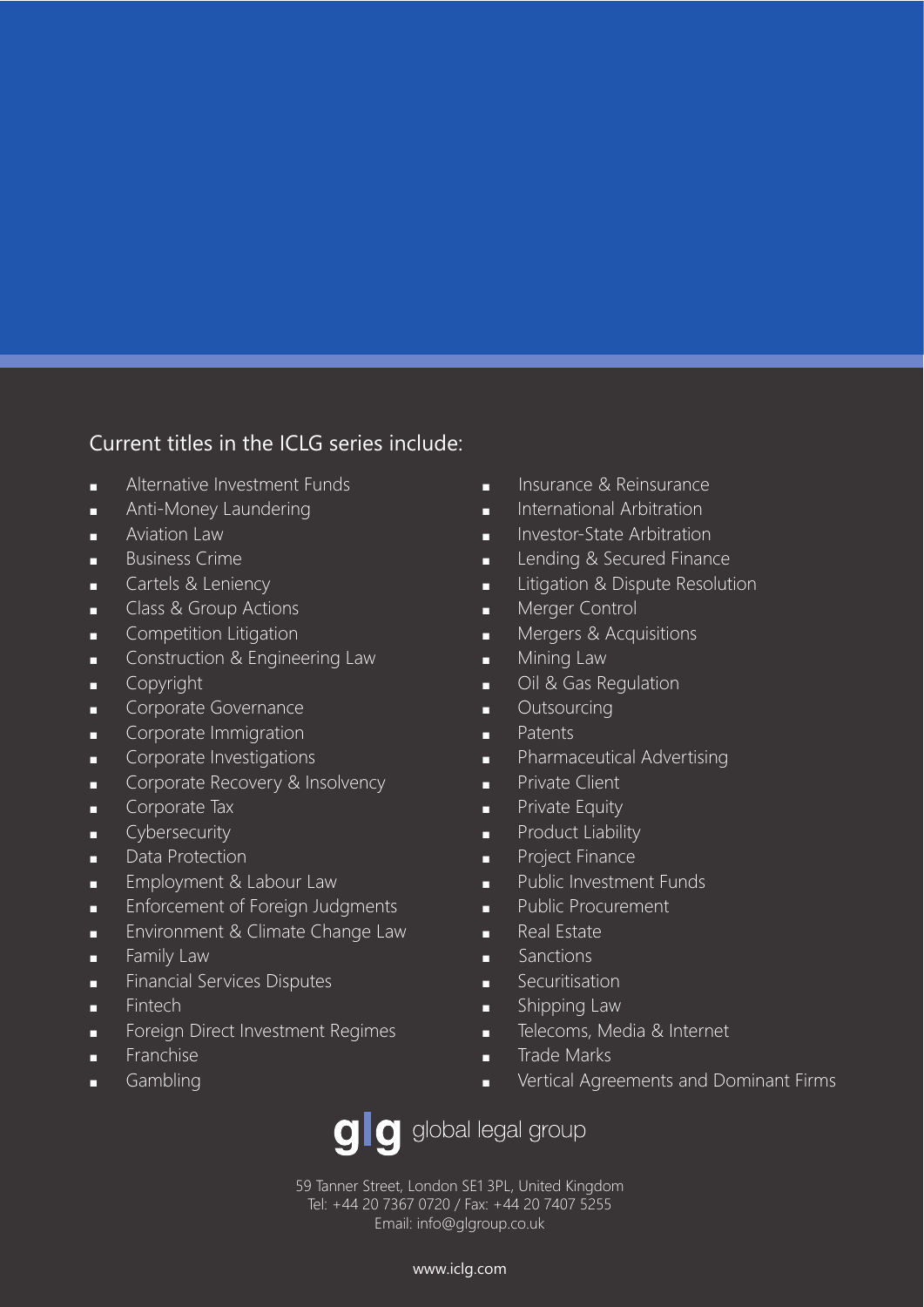Current titles in the ICLG series include:

- Alternative Investment Funds
- Anti-Money Laundering
- Aviation Law
- Business Crime
- Cartels & Leniency
- Class & Group Actions
- Competition Litigation
- Construction & Engineering Law
- Copyright
- Corporate Governance
- Corporate Immigration
- Corporate Investigations
- Corporate Recovery & Insolvency
- Corporate Tax
- Cybersecurity
- Data Protection
- Employment & Labour Law
- Enforcement of Foreign Judgments
- Environment & Climate Change Law
- Family Law
- Financial Services Disputes
- Fintech
- Foreign Direct Investment Regimes
- Franchise
- Gambling
- Insurance & Reinsurance
- International Arbitration
- Investor-State Arbitration
- Lending & Secured Finance
- Litigation & Dispute Resolution
- Merger Control
- Mergers & Acquisitions
- Mining Law
- Oil & Gas Regulation
- Outsourcing
- Patents
- Pharmaceutical Advertising
- Private Client
- Private Equity
- Product Liability
- Project Finance
- Public Investment Funds
- Public Procurement
- Real Estate
- Sanctions
- Securitisation
- Shipping Law
- Telecoms, Media & Internet
- Trade Marks
- Vertical Agreements and Dominant Firms

glg global legal group

59 Tanner Street, London SE1 3PL, United Kingdom
Tel: +44 20 7367 0720 / Fax: +44 20 7407 5255
Email: info@glgroup.co.uk

www.iclg.com